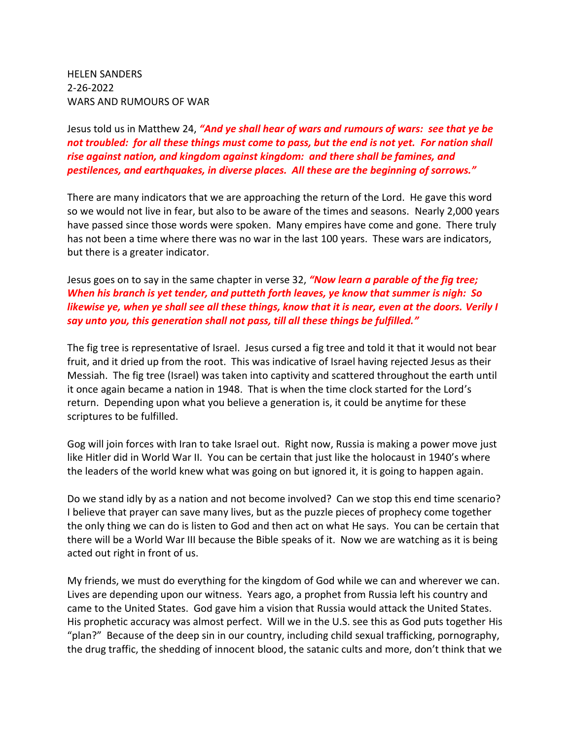HELEN SANDERS
2-26-2022
WARS AND RUMOURS OF WAR

Jesus told us in Matthew 24, ***"And ye shall hear of wars and rumours of wars: see that ye be not troubled: for all these things must come to pass, but the end is not yet. For nation shall rise against nation, and kingdom against kingdom: and there shall be famines, and pestilences, and earthquakes, in diverse places. All these are the beginning of sorrows."***

There are many indicators that we are approaching the return of the Lord. He gave this word so we would not live in fear, but also to be aware of the times and seasons. Nearly 2,000 years have passed since those words were spoken. Many empires have come and gone. There truly has not been a time where there was no war in the last 100 years. These wars are indicators, but there is a greater indicator.

Jesus goes on to say in the same chapter in verse 32, ***"Now learn a parable of the fig tree; When his branch is yet tender, and putteth forth leaves, ye know that summer is nigh: So likewise ye, when ye shall see all these things, know that it is near, even at the doors. Verily I say unto you, this generation shall not pass, till all these things be fulfilled."***

The fig tree is representative of Israel. Jesus cursed a fig tree and told it that it would not bear fruit, and it dried up from the root. This was indicative of Israel having rejected Jesus as their Messiah. The fig tree (Israel) was taken into captivity and scattered throughout the earth until it once again became a nation in 1948. That is when the time clock started for the Lord's return. Depending upon what you believe a generation is, it could be anytime for these scriptures to be fulfilled.

Gog will join forces with Iran to take Israel out. Right now, Russia is making a power move just like Hitler did in World War II. You can be certain that just like the holocaust in 1940's where the leaders of the world knew what was going on but ignored it, it is going to happen again.

Do we stand idly by as a nation and not become involved? Can we stop this end time scenario? I believe that prayer can save many lives, but as the puzzle pieces of prophecy come together the only thing we can do is listen to God and then act on what He says. You can be certain that there will be a World War III because the Bible speaks of it. Now we are watching as it is being acted out right in front of us.

My friends, we must do everything for the kingdom of God while we can and wherever we can. Lives are depending upon our witness. Years ago, a prophet from Russia left his country and came to the United States. God gave him a vision that Russia would attack the United States. His prophetic accuracy was almost perfect. Will we in the U.S. see this as God puts together His "plan?" Because of the deep sin in our country, including child sexual trafficking, pornography, the drug traffic, the shedding of innocent blood, the satanic cults and more, don't think that we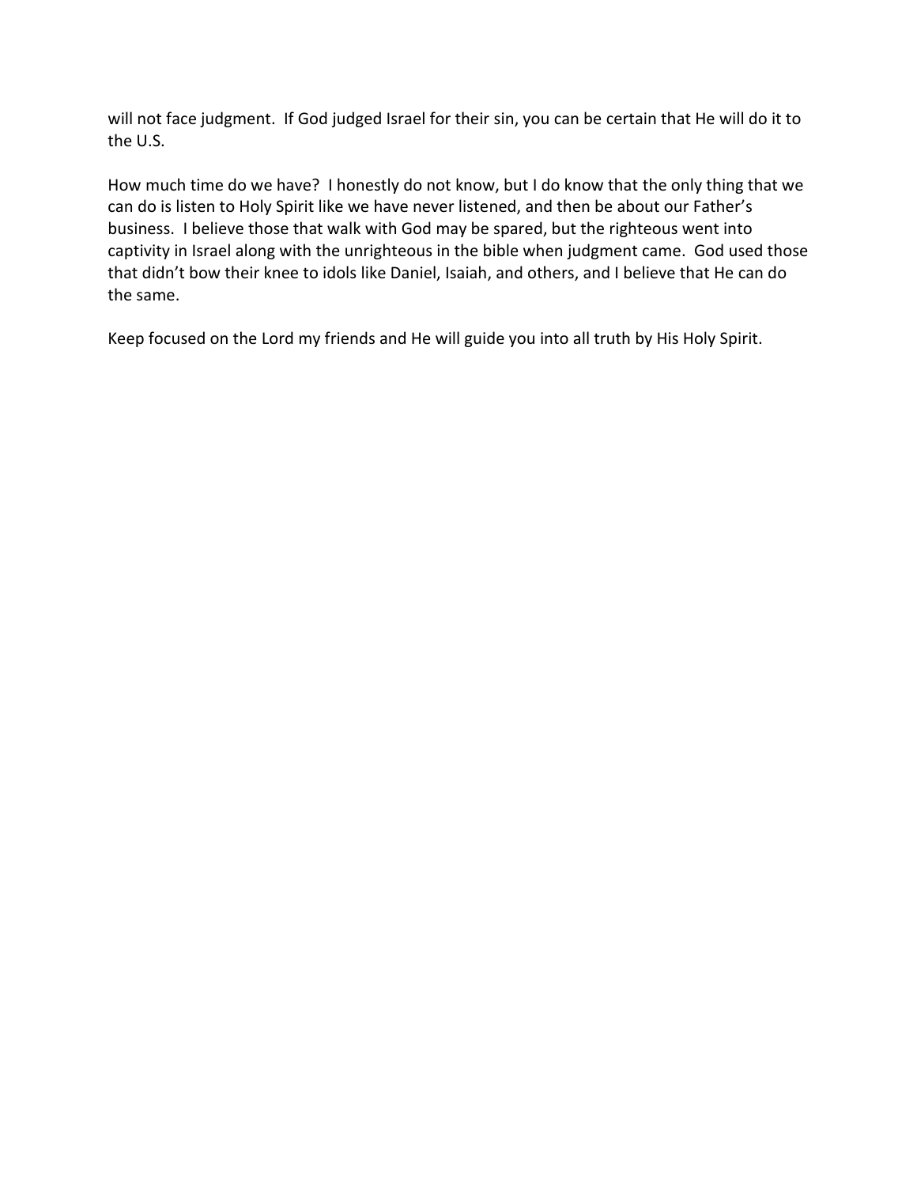will not face judgment. If God judged Israel for their sin, you can be certain that He will do it to the U.S.

How much time do we have? I honestly do not know, but I do know that the only thing that we can do is listen to Holy Spirit like we have never listened, and then be about our Father's business. I believe those that walk with God may be spared, but the righteous went into captivity in Israel along with the unrighteous in the bible when judgment came. God used those that didn't bow their knee to idols like Daniel, Isaiah, and others, and I believe that He can do the same.

Keep focused on the Lord my friends and He will guide you into all truth by His Holy Spirit.